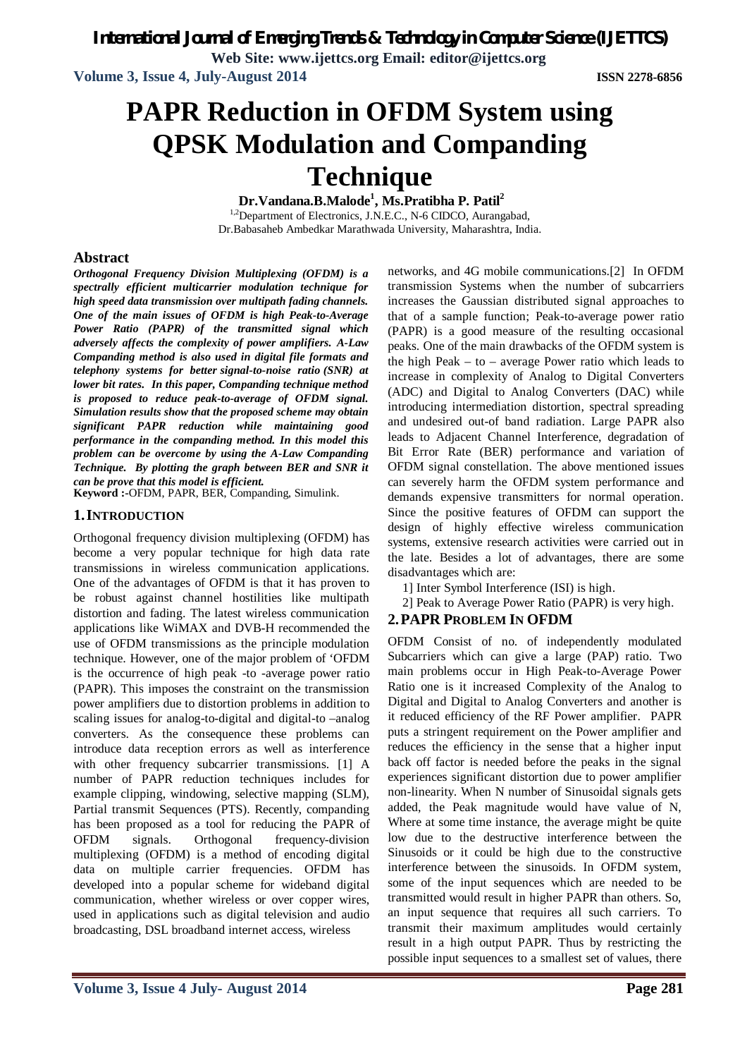# PAPR Reduction in OFDM System using QPSK Modulation and Companding Technique

**Dr.Vandana.B.Malode[1], Ms.Pratibha P. Patil[2]**

[1,2]Department of Electronics, J.N.E.C., N-6 CIDCO, Aurangabad,
Dr.Babasaheb Ambedkar Marathwada University, Maharashtra, India.

## Abstract

***Orthogonal Frequency Division Multiplexing (OFDM) is a spectrally efficient multicarrier modulation technique for high speed data transmission over multipath fading channels. One of the main issues of OFDM is high Peak-to-Average Power Ratio (PAPR) of the transmitted signal which adversely affects the complexity of power amplifiers. A-Law Companding method is also used in digital file formats and telephony systems for better signal-to-noise ratio (SNR) at lower bit rates. In this paper, Companding technique method is proposed to reduce peak-to-average of OFDM signal. Simulation results show that the proposed scheme may obtain significant PAPR reduction while maintaining good performance in the companding method. In this model this problem can be overcome by using the A-Law Companding Technique. By plotting the graph between BER and SNR it can be prove that this model is efficient.***

**Keyword :-**OFDM, PAPR, BER, Companding, Simulink.

## 1. INTRODUCTION

Orthogonal frequency division multiplexing (OFDM) has become a very popular technique for high data rate transmissions in wireless communication applications. One of the advantages of OFDM is that it has proven to be robust against channel hostilities like multipath distortion and fading. The latest wireless communication applications like WiMAX and DVB-H recommended the use of OFDM transmissions as the principle modulation technique. However, one of the major problem of 'OFDM is the occurrence of high peak -to -average power ratio (PAPR). This imposes the constraint on the transmission power amplifiers due to distortion problems in addition to scaling issues for analog-to-digital and digital-to –analog converters. As the consequence these problems can introduce data reception errors as well as interference with other frequency subcarrier transmissions. [1] A number of PAPR reduction techniques includes for example clipping, windowing, selective mapping (SLM), Partial transmit Sequences (PTS). Recently, companding has been proposed as a tool for reducing the PAPR of OFDM signals. Orthogonal frequency-division multiplexing (OFDM) is a method of encoding digital data on multiple carrier frequencies. OFDM has developed into a popular scheme for wideband digital communication, whether wireless or over copper wires, used in applications such as digital television and audio broadcasting, DSL broadband internet access, wireless networks, and 4G mobile communications.[2] In OFDM transmission Systems when the number of subcarriers increases the Gaussian distributed signal approaches to that of a sample function; Peak-to-average power ratio (PAPR) is a good measure of the resulting occasional peaks. One of the main drawbacks of the OFDM system is the high Peak – to – average Power ratio which leads to increase in complexity of Analog to Digital Converters (ADC) and Digital to Analog Converters (DAC) while introducing intermediation distortion, spectral spreading and undesired out-of band radiation. Large PAPR also leads to Adjacent Channel Interference, degradation of Bit Error Rate (BER) performance and variation of OFDM signal constellation. The above mentioned issues can severely harm the OFDM system performance and demands expensive transmitters for normal operation. Since the positive features of OFDM can support the design of highly effective wireless communication systems, extensive research activities were carried out in the late. Besides a lot of advantages, there are some disadvantages which are:

1] Inter Symbol Interference (ISI) is high.

2] Peak to Average Power Ratio (PAPR) is very high.

## 2. PAPR PROBLEM IN OFDM

OFDM Consist of no. of independently modulated Subcarriers which can give a large (PAP) ratio. Two main problems occur in High Peak-to-Average Power Ratio one is it increased Complexity of the Analog to Digital and Digital to Analog Converters and another is it reduced efficiency of the RF Power amplifier. PAPR puts a stringent requirement on the Power amplifier and reduces the efficiency in the sense that a higher input back off factor is needed before the peaks in the signal experiences significant distortion due to power amplifier non-linearity. When N number of Sinusoidal signals gets added, the Peak magnitude would have value of N, Where at some time instance, the average might be quite low due to the destructive interference between the Sinusoids or it could be high due to the constructive interference between the sinusoids. In OFDM system, some of the input sequences which are needed to be transmitted would result in higher PAPR than others. So, an input sequence that requires all such carriers. To transmit their maximum amplitudes would certainly result in a high output PAPR. Thus by restricting the possible input sequences to a smallest set of values, there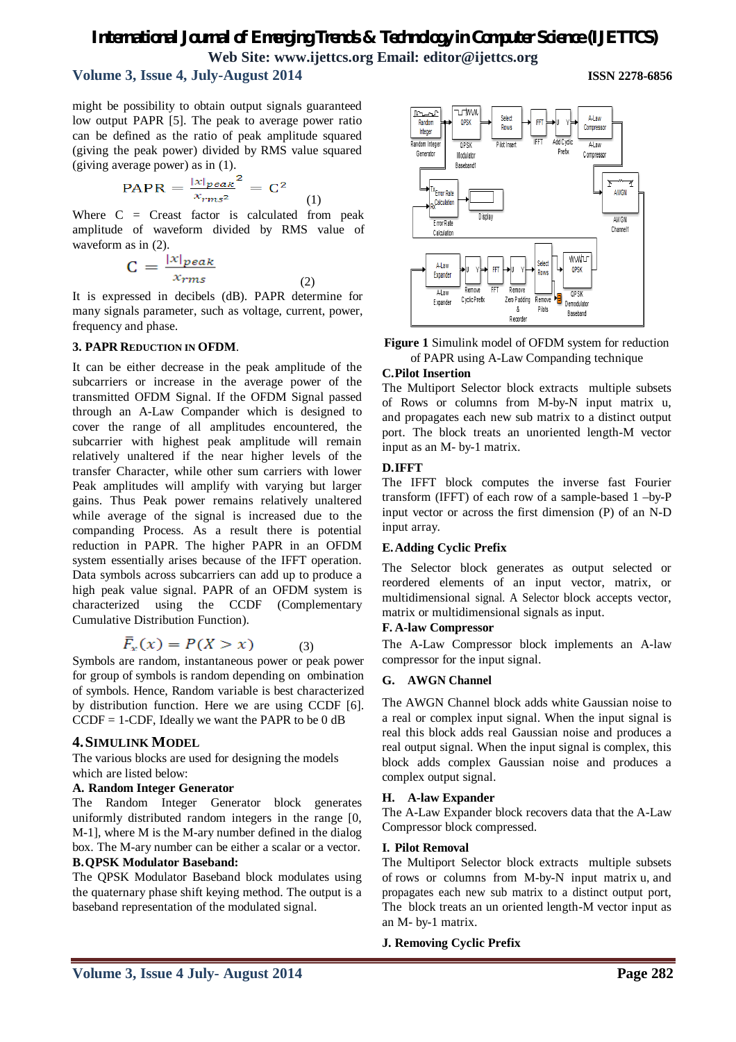might be possibility to obtain output signals guaranteed low output PAPR [5]. The peak to average power ratio can be defined as the ratio of peak amplitude squared (giving the peak power) divided by RMS value squared (giving average power) as in (1).

$$\mathrm{PAPR} = \frac{|x|_{peak}{}^2}{x_{rms^2}} = \mathrm{C}^2 \quad (1)$$

Where C = Creast factor is calculated from peak amplitude of waveform divided by RMS value of waveform as in (2).

$$\mathrm{C} = \frac{|x|_{peak}}{x_{rms}} \quad (2)$$

It is expressed in decibels (dB). PAPR determine for many signals parameter, such as voltage, current, power, frequency and phase.

### 3. PAPR Reduction in OFDM.

It can be either decrease in the peak amplitude of the subcarriers or increase in the average power of the transmitted OFDM Signal. If the OFDM Signal passed through an A-Law Compander which is designed to cover the range of all amplitudes encountered, the subcarrier with highest peak amplitude will remain relatively unaltered if the near higher levels of the transfer Character, while other sum carriers with lower Peak amplitudes will amplify with varying but larger gains. Thus Peak power remains relatively unaltered while average of the signal is increased due to the companding Process. As a result there is potential reduction in PAPR. The higher PAPR in an OFDM system essentially arises because of the IFFT operation. Data symbols across subcarriers can add up to produce a high peak value signal. PAPR of an OFDM system is characterized using the CCDF (Complementary Cumulative Distribution Function).

$$\bar{F}_x(x) = P(X > x) \quad (3)$$

Symbols are random, instantaneous power or peak power for group of symbols is random depending on ombination of symbols. Hence, Random variable is best characterized by distribution function. Here we are using CCDF [6]. CCDF = 1-CDF, Ideally we want the PAPR to be 0 dB

## 4. Simulink Model

The various blocks are used for designing the models which are listed below:

**A. Random Integer Generator**

The Random Integer Generator block generates uniformly distributed random integers in the range [0, M-1], where M is the M-ary number defined in the dialog box. The M-ary number can be either a scalar or a vector.

**B. QPSK Modulator Baseband:**

The QPSK Modulator Baseband block modulates using the quaternary phase shift keying method. The output is a baseband representation of the modulated signal.

**Figure 1** Simulink model of OFDM system for reduction of PAPR using A-Law Companding technique

**C. Pilot Insertion**

The Multiport Selector block extracts multiple subsets of Rows or columns from M-by-N input matrix u, and propagates each new sub matrix to a distinct output port. The block treats an unoriented length-M vector input as an M- by-1 matrix.

**D. IFFT**

The IFFT block computes the inverse fast Fourier transform (IFFT) of each row of a sample-based 1 –by-P input vector or across the first dimension (P) of an N-D input array.

**E. Adding Cyclic Prefix**

The Selector block generates as output selected or reordered elements of an input vector, matrix, or multidimensional signal. A Selector block accepts vector, matrix or multidimensional signals as input.

**F. A-law Compressor**

The A-Law Compressor block implements an A-law compressor for the input signal.

**G. AWGN Channel**

The AWGN Channel block adds white Gaussian noise to a real or complex input signal. When the input signal is real this block adds real Gaussian noise and produces a real output signal. When the input signal is complex, this block adds complex Gaussian noise and produces a complex output signal.

**H. A-law Expander**

The A-Law Expander block recovers data that the A-Law Compressor block compressed.

**I. Pilot Removal**

The Multiport Selector block extracts multiple subsets of rows or columns from M-by-N input matrix u, and propagates each new sub matrix to a distinct output port, The block treats an un oriented length-M vector input as an M- by-1 matrix.

**J. Removing Cyclic Prefix**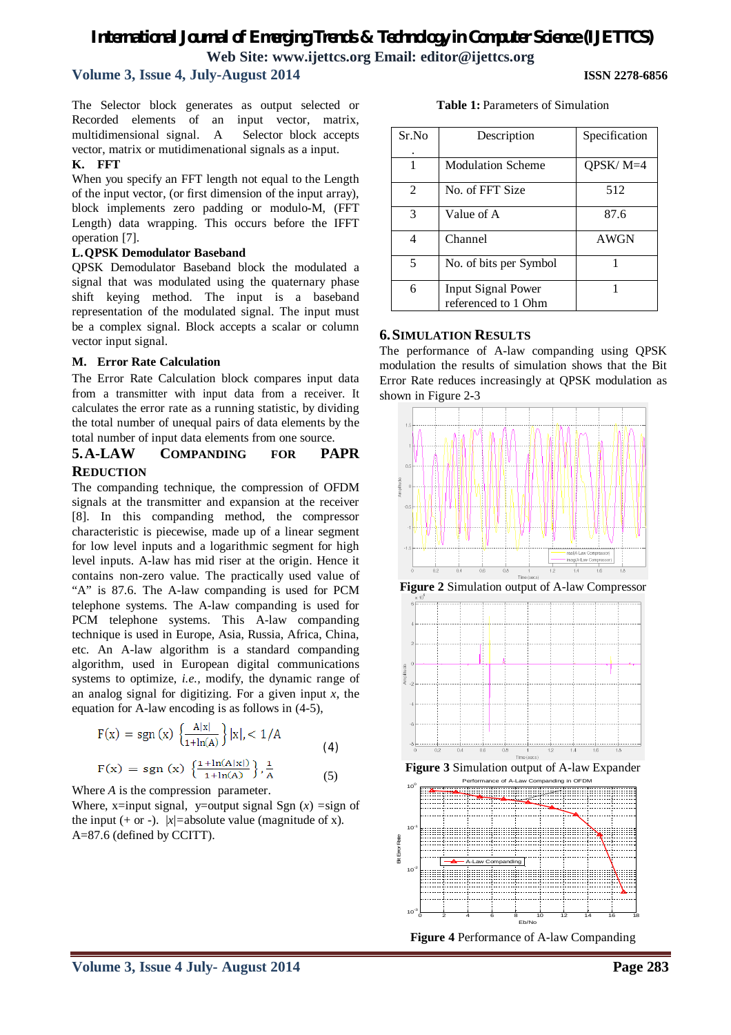The Selector block generates as output selected or Recorded elements of an input vector, matrix, multidimensional signal. A Selector block accepts vector, matrix or mutidimenational signals as a input.

**K. FFT**

When you specify an FFT length not equal to the Length of the input vector, (or first dimension of the input array), block implements zero padding or modulo-M, (FFT Length) data wrapping. This occurs before the IFFT operation [7].

**L. QPSK Demodulator Baseband**

QPSK Demodulator Baseband block the modulated a signal that was modulated using the quaternary phase shift keying method. The input is a baseband representation of the modulated signal. The input must be a complex signal. Block accepts a scalar or column vector input signal.

**M. Error Rate Calculation**

The Error Rate Calculation block compares input data from a transmitter with input data from a receiver. It calculates the error rate as a running statistic, by dividing the total number of unequal pairs of data elements by the total number of input data elements from one source.

## 5. A-LAW COMPANDING FOR PAPR REDUCTION

The companding technique, the compression of OFDM signals at the transmitter and expansion at the receiver [8]. In this companding method, the compressor characteristic is piecewise, made up of a linear segment for low level inputs and a logarithmic segment for high level inputs. A-law has mid riser at the origin. Hence it contains non-zero value. The practically used value of "A" is 87.6. The A-law companding is used for PCM telephone systems. The A-law companding is used for PCM telephone systems. This A-law companding technique is used in Europe, Asia, Russia, Africa, China, etc. An A-law algorithm is a standard companding algorithm, used in European digital communications systems to optimize, *i.e.,* modify, the dynamic range of an analog signal for digitizing. For a given input *x*, the equation for A-law encoding is as follows in (4-5),

$$F(x) = \text{sgn}(x)\left\{\frac{A|x|}{1+\ln(A)}\right\}|x|, < 1/A \tag{4}$$

$$F(x) = \text{sgn}(x)\left\{\frac{1+\ln(A|x|)}{1+\ln(A)}\right\}, \frac{1}{A} \tag{5}$$

Where *A* is the compression parameter.

Where, x=input signal, y=output signal Sgn ($x$) =sign of the input (+ or -). $|x|$=absolute value (magnitude of x). A=87.6 (defined by CCITT).

**Table 1:** Parameters of Simulation

| Sr.No. | Description | Specification |
|---|---|---|
| 1 | Modulation Scheme | QPSK/ M=4 |
| 2 | No. of FFT Size | 512 |
| 3 | Value of A | 87.6 |
| 4 | Channel | AWGN |
| 5 | No. of bits per Symbol | 1 |
| 6 | Input Signal Power referenced to 1 Ohm | 1 |

## 6. SIMULATION RESULTS

The performance of A-law companding using QPSK modulation the results of simulation shows that the Bit Error Rate reduces increasingly at QPSK modulation as shown in Figure 2-3

**Figure 2** Simulation output of A-law Compressor

**Figure 3** Simulation output of A-law Expander

**Figure 4** Performance of A-law Companding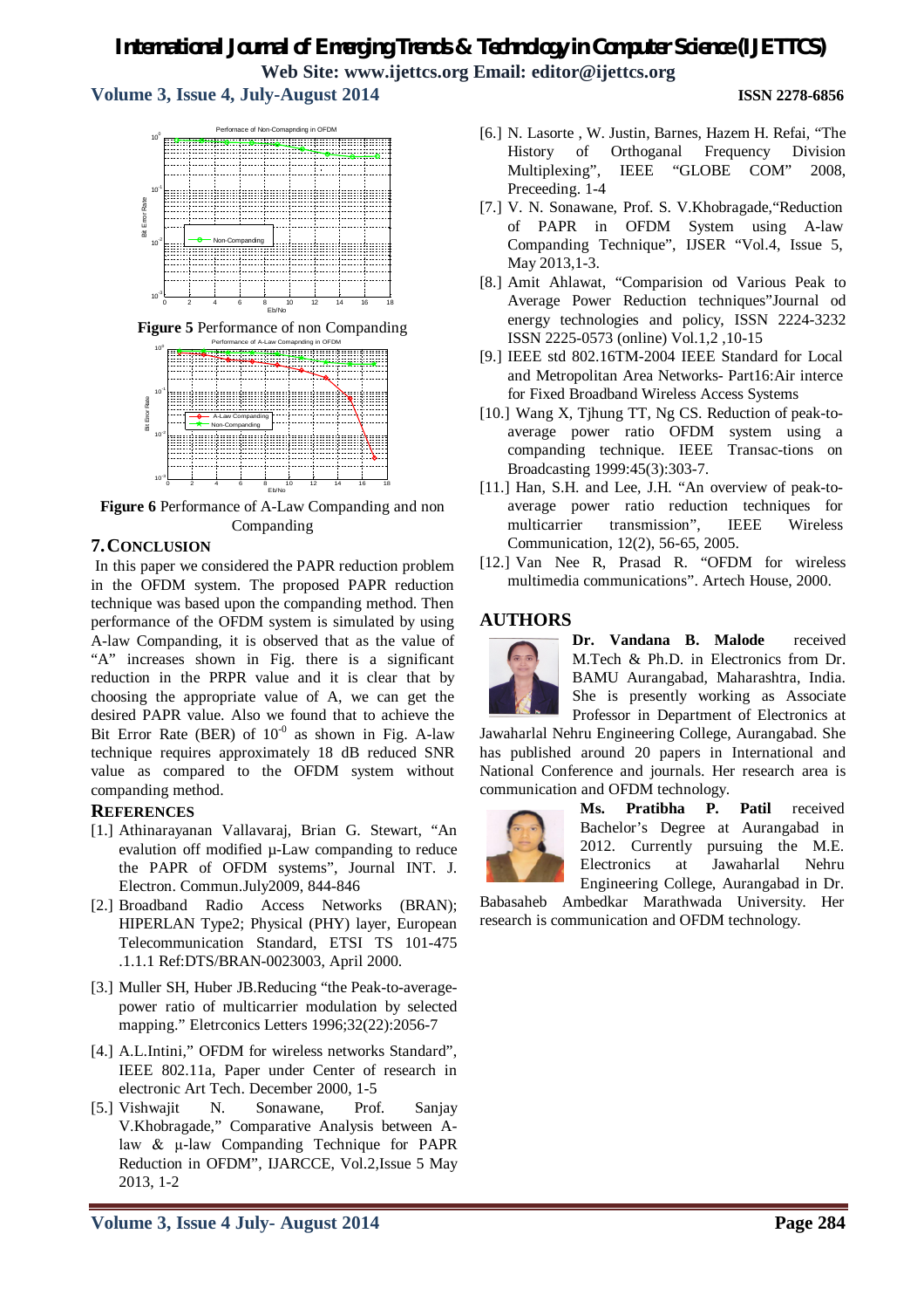Perfomace of Non-Comapnding in OFDM

Bit Error Rate

Non-Companding

Eb/No

0 2 4 6 8 10 12 14 16 18

$10^{0}$ $10^{-1}$ $10^{-2}$ $10^{-3}$

**Figure 5** Performance of non Companding

Performance of A-Law Comapnding in OFDM

Bit Error Rate

A-Law Companding

Non-Companding

Eb/No

0 2 4 6 8 10 12 14 16 18

$10^{0}$ $10^{-1}$ $10^{-2}$ $10^{-3}$

**Figure 6** Performance of A-Law Companding and non Companding

## 7. CONCLUSION

In this paper we considered the PAPR reduction problem in the OFDM system. The proposed PAPR reduction technique was based upon the companding method. Then performance of the OFDM system is simulated by using A-law Companding, it is observed that as the value of "A" increases shown in Fig. there is a significant reduction in the PRPR value and it is clear that by choosing the appropriate value of A, we can get the desired PAPR value. Also we found that to achieve the Bit Error Rate (BER) of $10^{-0}$ as shown in Fig. A-law technique requires approximately 18 dB reduced SNR value as compared to the OFDM system without companding method.

## REFERENCES

[1.] Athinarayanan Vallavaraj, Brian G. Stewart, "An evalution off modified µ-Law companding to reduce the PAPR of OFDM systems", Journal INT. J. Electron. Commun.July2009, 844-846

[2.] Broadband Radio Access Networks (BRAN); HIPERLAN Type2; Physical (PHY) layer, European Telecommunication Standard, ETSI TS 101-475 .1.1.1 Ref:DTS/BRAN-0023003, April 2000.

[3.] Muller SH, Huber JB.Reducing "the Peak-to-average-power ratio of multicarrier modulation by selected mapping." Eletrconics Letters 1996;32(22):2056-7

[4.] A.L.Intini," OFDM for wireless networks Standard", IEEE 802.11a, Paper under Center of research in electronic Art Tech. December 2000, 1-5

[5.] Vishwajit N. Sonawane, Prof. Sanjay V.Khobragade," Comparative Analysis between A-law & µ-law Companding Technique for PAPR Reduction in OFDM", IJARCCE, Vol.2,Issue 5 May 2013, 1-2

[6.] N. Lasorte , W. Justin, Barnes, Hazem H. Refai, "The History of Orthogonal Frequency Division Multiplexing", IEEE "GLOBE COM" 2008, Preceeding. 1-4

[7.] V. N. Sonawane, Prof. S. V.Khobragade,"Reduction of PAPR in OFDM System using A-law Companding Technique", IJSER "Vol.4, Issue 5, May 2013,1-3.

[8.] Amit Ahlawat, "Comparision od Various Peak to Average Power Reduction techniques"Journal od energy technologies and policy, ISSN 2224-3232 ISSN 2225-0573 (online) Vol.1,2 ,10-15

[9.] IEEE std 802.16TM-2004 IEEE Standard for Local and Metropolitan Area Networks- Part16:Air interce for Fixed Broadband Wireless Access Systems

[10.] Wang X, Tjhung TT, Ng CS. Reduction of peak-to-average power ratio OFDM system using a companding technique. IEEE Transac-tions on Broadcasting 1999:45(3):303-7.

[11.] Han, S.H. and Lee, J.H. "An overview of peak-to-average power ratio reduction techniques for multicarrier transmission", IEEE Wireless Communication, 12(2), 56-65, 2005.

[12.] Van Nee R, Prasad R. "OFDM for wireless multimedia communications". Artech House, 2000.

## AUTHORS

**Dr. Vandana B. Malode** received M.Tech & Ph.D. in Electronics from Dr. BAMU Aurangabad, Maharashtra, India. She is presently working as Associate Professor in Department of Electronics at Jawaharlal Nehru Engineering College, Aurangabad. She has published around 20 papers in International and National Conference and journals. Her research area is communication and OFDM technology.

**Ms. Pratibha P. Patil** received Bachelor's Degree at Aurangabad in 2012. Currently pursuing the M.E. Electronics at Jawaharlal Nehru Engineering College, Aurangabad in Dr. Babasaheb Ambedkar Marathwada University. Her research is communication and OFDM technology.